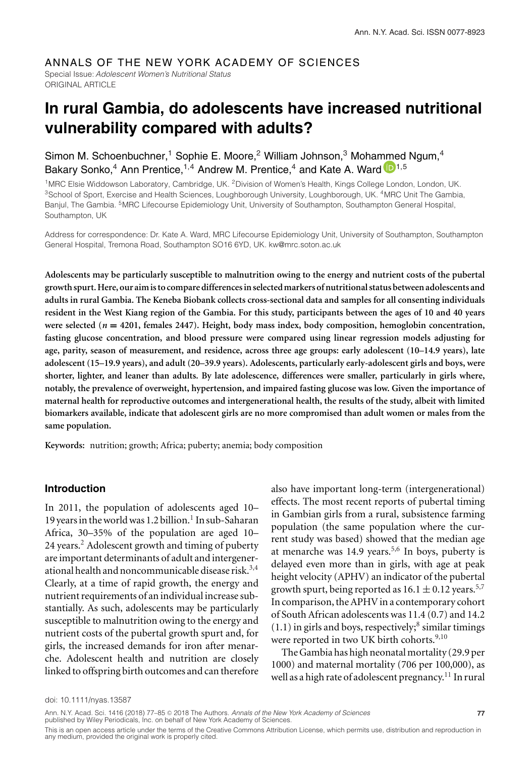ANNALS OF THE NEW YORK ACADEMY OF SCIENCES

Special Issue: *Adolescent Women's Nutritional Status*

ORIGINAL ARTICLE

# In rural Gambia, do adolescents have increased nutritional vulnerability compared with adults?

Simon M. Schoenbuchner,[1] Sophie E. Moore,[2] William Johnson,[3] Mohammed Ngum,[4] Bakary Sonko,[4] Ann Prentice,[1,4] Andrew M. Prentice,[4] and Kate A. Ward[1,5]

[1]MRC Elsie Widdowson Laboratory, Cambridge, UK. [2]Division of Women's Health, Kings College London, London, UK. [3]School of Sport, Exercise and Health Sciences, Loughborough University, Loughborough, UK. [4]MRC Unit The Gambia, Banjul, The Gambia. [5]MRC Lifecourse Epidemiology Unit, University of Southampton, Southampton General Hospital, Southampton, UK

Address for correspondence: Dr. Kate A. Ward, MRC Lifecourse Epidemiology Unit, University of Southampton, Southampton General Hospital, Tremona Road, Southampton SO16 6YD, UK. kw@mrc.soton.ac.uk

**Adolescents may be particularly susceptible to malnutrition owing to the energy and nutrient costs of the pubertal growth spurt. Here, our aim is to compare differences in selected markers of nutritional status between adolescents and adults in rural Gambia. The Keneba Biobank collects cross-sectional data and samples for all consenting individuals resident in the West Kiang region of the Gambia. For this study, participants between the ages of 10 and 40 years were selected ($n = 4201$, females 2447). Height, body mass index, body composition, hemoglobin concentration, fasting glucose concentration, and blood pressure were compared using linear regression models adjusting for age, parity, season of measurement, and residence, across three age groups: early adolescent (10–14.9 years), late adolescent (15–19.9 years), and adult (20–39.9 years). Adolescents, particularly early-adolescent girls and boys, were shorter, lighter, and leaner than adults. By late adolescence, differences were smaller, particularly in girls where, notably, the prevalence of overweight, hypertension, and impaired fasting glucose was low. Given the importance of maternal health for reproductive outcomes and intergenerational health, the results of the study, albeit with limited biomarkers available, indicate that adolescent girls are no more compromised than adult women or males from the same population.**

**Keywords:** nutrition; growth; Africa; puberty; anemia; body composition

## Introduction

In 2011, the population of adolescents aged 10–19 years in the world was 1.2 billion.[1] In sub-Saharan Africa, 30–35% of the population are aged 10–24 years.[2] Adolescent growth and timing of puberty are important determinants of adult and intergenerational health and noncommunicable disease risk.[3,4] Clearly, at a time of rapid growth, the energy and nutrient requirements of an individual increase substantially. As such, adolescents may be particularly susceptible to malnutrition owing to the energy and nutrient costs of the pubertal growth spurt and, for girls, the increased demands for iron after menarche. Adolescent health and nutrition are closely linked to offspring birth outcomes and can therefore also have important long-term (intergenerational) effects. The most recent reports of pubertal timing in Gambian girls from a rural, subsistence farming population (the same population where the current study was based) showed that the median age at menarche was 14.9 years.[5,6] In boys, puberty is delayed even more than in girls, with age at peak height velocity (APHV) an indicator of the pubertal growth spurt, being reported as $16.1 \pm 0.12$ years.[5,7] In comparison, the APHV in a contemporary cohort of South African adolescents was 11.4 (0.7) and 14.2 (1.1) in girls and boys, respectively;[8] similar timings were reported in two UK birth cohorts.[9,10]

The Gambia has high neonatal mortality (29.9 per 1000) and maternal mortality (706 per 100,000), as well as a high rate of adolescent pregnancy.[11] In rural

doi: 10.1111/nyas.13587

This is an open access article under the terms of the Creative Commons Attribution License, which permits use, distribution and reproduction in any medium, provided the original work is properly cited.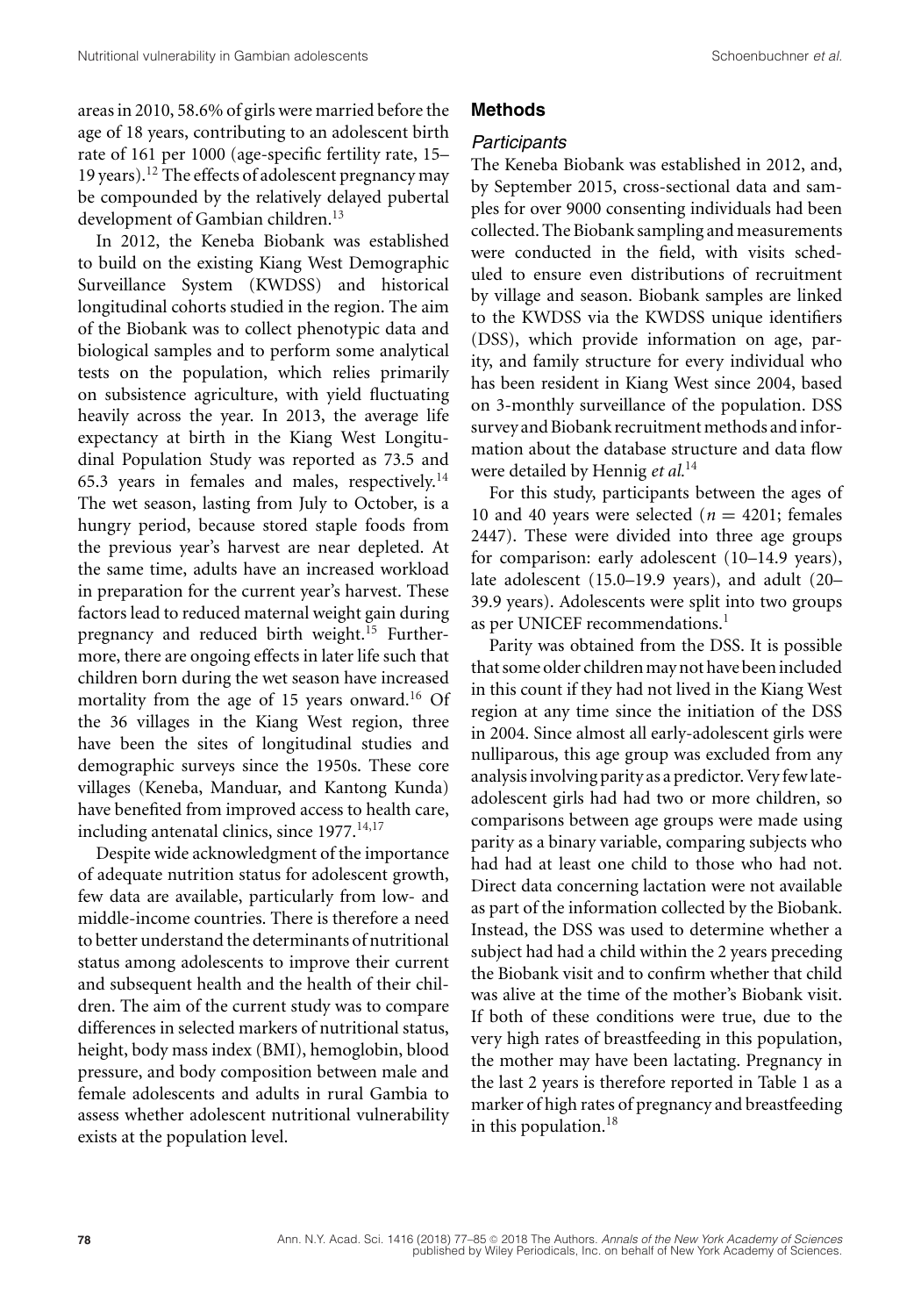areas in 2010, 58.6% of girls were married before the age of 18 years, contributing to an adolescent birth rate of 161 per 1000 (age-specific fertility rate, 15–19 years).[12] The effects of adolescent pregnancy may be compounded by the relatively delayed pubertal development of Gambian children.[13]

In 2012, the Keneba Biobank was established to build on the existing Kiang West Demographic Surveillance System (KWDSS) and historical longitudinal cohorts studied in the region. The aim of the Biobank was to collect phenotypic data and biological samples and to perform some analytical tests on the population, which relies primarily on subsistence agriculture, with yield fluctuating heavily across the year. In 2013, the average life expectancy at birth in the Kiang West Longitudinal Population Study was reported as 73.5 and 65.3 years in females and males, respectively.[14] The wet season, lasting from July to October, is a hungry period, because stored staple foods from the previous year's harvest are near depleted. At the same time, adults have an increased workload in preparation for the current year's harvest. These factors lead to reduced maternal weight gain during pregnancy and reduced birth weight.[15] Furthermore, there are ongoing effects in later life such that children born during the wet season have increased mortality from the age of 15 years onward.[16] Of the 36 villages in the Kiang West region, three have been the sites of longitudinal studies and demographic surveys since the 1950s. These core villages (Keneba, Manduar, and Kantong Kunda) have benefited from improved access to health care, including antenatal clinics, since 1977.[14,17]

Despite wide acknowledgment of the importance of adequate nutrition status for adolescent growth, few data are available, particularly from low- and middle-income countries. There is therefore a need to better understand the determinants of nutritional status among adolescents to improve their current and subsequent health and the health of their children. The aim of the current study was to compare differences in selected markers of nutritional status, height, body mass index (BMI), hemoglobin, blood pressure, and body composition between male and female adolescents and adults in rural Gambia to assess whether adolescent nutritional vulnerability exists at the population level.

## Methods

### *Participants*

The Keneba Biobank was established in 2012, and, by September 2015, cross-sectional data and samples for over 9000 consenting individuals had been collected. The Biobank sampling and measurements were conducted in the field, with visits scheduled to ensure even distributions of recruitment by village and season. Biobank samples are linked to the KWDSS via the KWDSS unique identifiers (DSS), which provide information on age, parity, and family structure for every individual who has been resident in Kiang West since 2004, based on 3-monthly surveillance of the population. DSS survey and Biobank recruitment methods and information about the database structure and data flow were detailed by Hennig *et al.*[14]

For this study, participants between the ages of 10 and 40 years were selected ($n$ = 4201; females 2447). These were divided into three age groups for comparison: early adolescent (10–14.9 years), late adolescent (15.0–19.9 years), and adult (20–39.9 years). Adolescents were split into two groups as per UNICEF recommendations.[1]

Parity was obtained from the DSS. It is possible that some older children may not have been included in this count if they had not lived in the Kiang West region at any time since the initiation of the DSS in 2004. Since almost all early-adolescent girls were nulliparous, this age group was excluded from any analysis involving parity as a predictor. Very few late-adolescent girls had had two or more children, so comparisons between age groups were made using parity as a binary variable, comparing subjects who had had at least one child to those who had not. Direct data concerning lactation were not available as part of the information collected by the Biobank. Instead, the DSS was used to determine whether a subject had had a child within the 2 years preceding the Biobank visit and to confirm whether that child was alive at the time of the mother's Biobank visit. If both of these conditions were true, due to the very high rates of breastfeeding in this population, the mother may have been lactating. Pregnancy in the last 2 years is therefore reported in Table 1 as a marker of high rates of pregnancy and breastfeeding in this population.[18]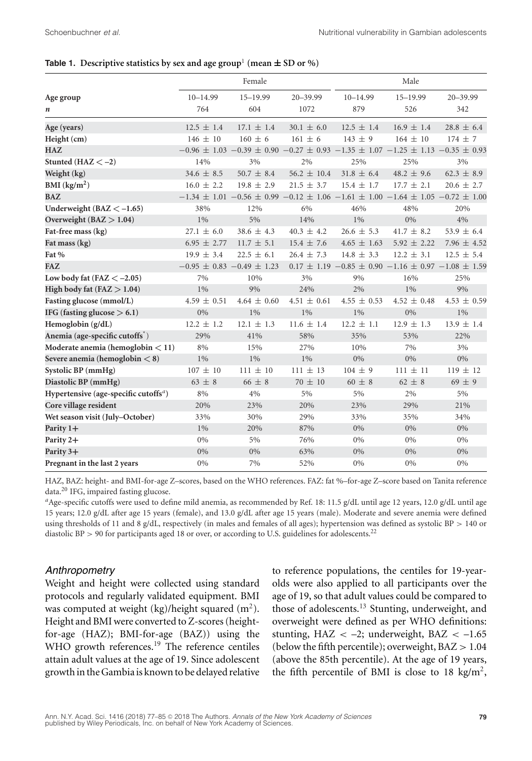**Table 1. Descriptive statistics by sex and age group[1] (mean ± SD or %)**

| | Female | | | Male | | |
|---|---|---|---|---|---|---|
| **Age group** | 10–14.99 | 15–19.99 | 20–39.99 | 10–14.99 | 15–19.99 | 20–39.99 |
| ***n*** | 764 | 604 | 1072 | 879 | 526 | 342 |
| **Age (years)** | 12.5 ± 1.4 | 17.1 ± 1.4 | 30.1 ± 6.0 | 12.5 ± 1.4 | 16.9 ± 1.4 | 28.8 ± 6.4 |
| **Height (cm)** | 146 ± 10 | 160 ± 6 | 161 ± 6 | 143 ± 9 | 164 ± 10 | 174 ± 7 |
| **HAZ** | −0.96 ± 1.03 | −0.39 ± 0.90 | −0.27 ± 0.93 | −1.35 ± 1.07 | −1.25 ± 1.13 | −0.35 ± 0.93 |
| **Stunted (HAZ < –2)** | 14% | 3% | 2% | 25% | 25% | 3% |
| **Weight (kg)** | 34.6 ± 8.5 | 50.7 ± 8.4 | 56.2 ± 10.4 | 31.8 ± 6.4 | 48.2 ± 9.6 | 62.3 ± 8.9 |
| **BMI (kg/m$^2$)** | 16.0 ± 2.2 | 19.8 ± 2.9 | 21.5 ± 3.7 | 15.4 ± 1.7 | 17.7 ± 2.1 | 20.6 ± 2.7 |
| **BAZ** | −1.34 ± 1.01 | −0.56 ± 0.99 | −0.12 ± 1.06 | −1.61 ± 1.00 | −1.64 ± 1.05 | −0.72 ± 1.00 |
| **Underweight (BAZ < –1.65)** | 38% | 12% | 6% | 46% | 48% | 20% |
| **Overweight (BAZ > 1.04)** | 1% | 5% | 14% | 1% | 0% | 4% |
| **Fat-free mass (kg)** | 27.1 ± 6.0 | 38.6 ± 4.3 | 40.3 ± 4.2 | 26.6 ± 5.3 | 41.7 ± 8.2 | 53.9 ± 6.4 |
| **Fat mass (kg)** | 6.95 ± 2.77 | 11.7 ± 5.1 | 15.4 ± 7.6 | 4.65 ± 1.63 | 5.92 ± 2.22 | 7.96 ± 4.52 |
| **Fat %** | 19.9 ± 3.4 | 22.5 ± 6.1 | 26.4 ± 7.3 | 14.8 ± 3.3 | 12.2 ± 3.1 | 12.5 ± 5.4 |
| **FAZ** | −0.95 ± 0.83 | −0.49 ± 1.23 | 0.17 ± 1.19 | −0.85 ± 0.90 | −1.16 ± 0.97 | −1.08 ± 1.59 |
| **Low body fat (FAZ < –2.05)** | 7% | 10% | 3% | 9% | 16% | 25% |
| **High body fat (FAZ > 1.04)** | 1% | 9% | 24% | 2% | 1% | 9% |
| **Fasting glucose (mmol/L)** | 4.59 ± 0.51 | 4.64 ± 0.60 | 4.51 ± 0.61 | 4.55 ± 0.53 | 4.52 ± 0.48 | 4.53 ± 0.59 |
| **IFG (fasting glucose > 6.1)** | 0% | 1% | 1% | 1% | 0% | 1% |
| **Hemoglobin (g/dL)** | 12.2 ± 1.2 | 12.1 ± 1.3 | 11.6 ± 1.4 | 12.2 ± 1.1 | 12.9 ± 1.3 | 13.9 ± 1.4 |
| **Anemia (age-specific cutoffs[*])** | 29% | 41% | 58% | 35% | 53% | 22% |
| **Moderate anemia (hemoglobin < 11)** | 8% | 15% | 27% | 10% | 7% | 3% |
| **Severe anemia (hemoglobin < 8)** | 1% | 1% | 1% | 0% | 0% | 0% |
| **Systolic BP (mmHg)** | 107 ± 10 | 111 ± 10 | 111 ± 13 | 104 ± 9 | 111 ± 11 | 119 ± 12 |
| **Diastolic BP (mmHg)** | 63 ± 8 | 66 ± 8 | 70 ± 10 | 60 ± 8 | 62 ± 8 | 69 ± 9 |
| **Hypertensive (age-specific cutoffs[a])** | 8% | 4% | 5% | 5% | 2% | 5% |
| **Core village resident** | 20% | 23% | 20% | 23% | 29% | 21% |
| **Wet season visit (July–October)** | 33% | 30% | 29% | 33% | 35% | 34% |
| **Parity 1+** | 1% | 20% | 87% | 0% | 0% | 0% |
| **Parity 2+** | 0% | 5% | 76% | 0% | 0% | 0% |
| **Parity 3+** | 0% | 0% | 63% | 0% | 0% | 0% |
| **Pregnant in the last 2 years** | 0% | 7% | 52% | 0% | 0% | 0% |

HAZ, BAZ: height- and BMI-for-age Z–scores, based on the WHO references. FAZ: fat %–for-age Z–score based on Tanita reference data.[20] IFG, impaired fasting glucose.

[a]Age-specific cutoffs were used to define mild anemia, as recommended by Ref. 18: 11.5 g/dL until age 12 years, 12.0 g/dL until age 15 years; 12.0 g/dL after age 15 years (female), and 13.0 g/dL after age 15 years (male). Moderate and severe anemia were defined using thresholds of 11 and 8 g/dL, respectively (in males and females of all ages); hypertension was defined as systolic BP > 140 or diastolic BP > 90 for participants aged 18 or over, or according to U.S. guidelines for adolescents.[22]

### *Anthropometry*

Weight and height were collected using standard protocols and regularly validated equipment. BMI was computed at weight (kg)/height squared (m$^2$). Height and BMI were converted to Z-scores (height-for-age (HAZ); BMI-for-age (BAZ)) using the WHO growth references.[19] The reference centiles attain adult values at the age of 19. Since adolescent growth in the Gambia is known to be delayed relative to reference populations, the centiles for 19-year-olds were also applied to all participants over the age of 19, so that adult values could be compared to those of adolescents.[13] Stunting, underweight, and overweight were defined as per WHO definitions: stunting, HAZ < –2; underweight, BAZ < –1.65 (below the fifth percentile); overweight, BAZ > 1.04 (above the 85th percentile). At the age of 19 years, the fifth percentile of BMI is close to 18 kg/m$^2$,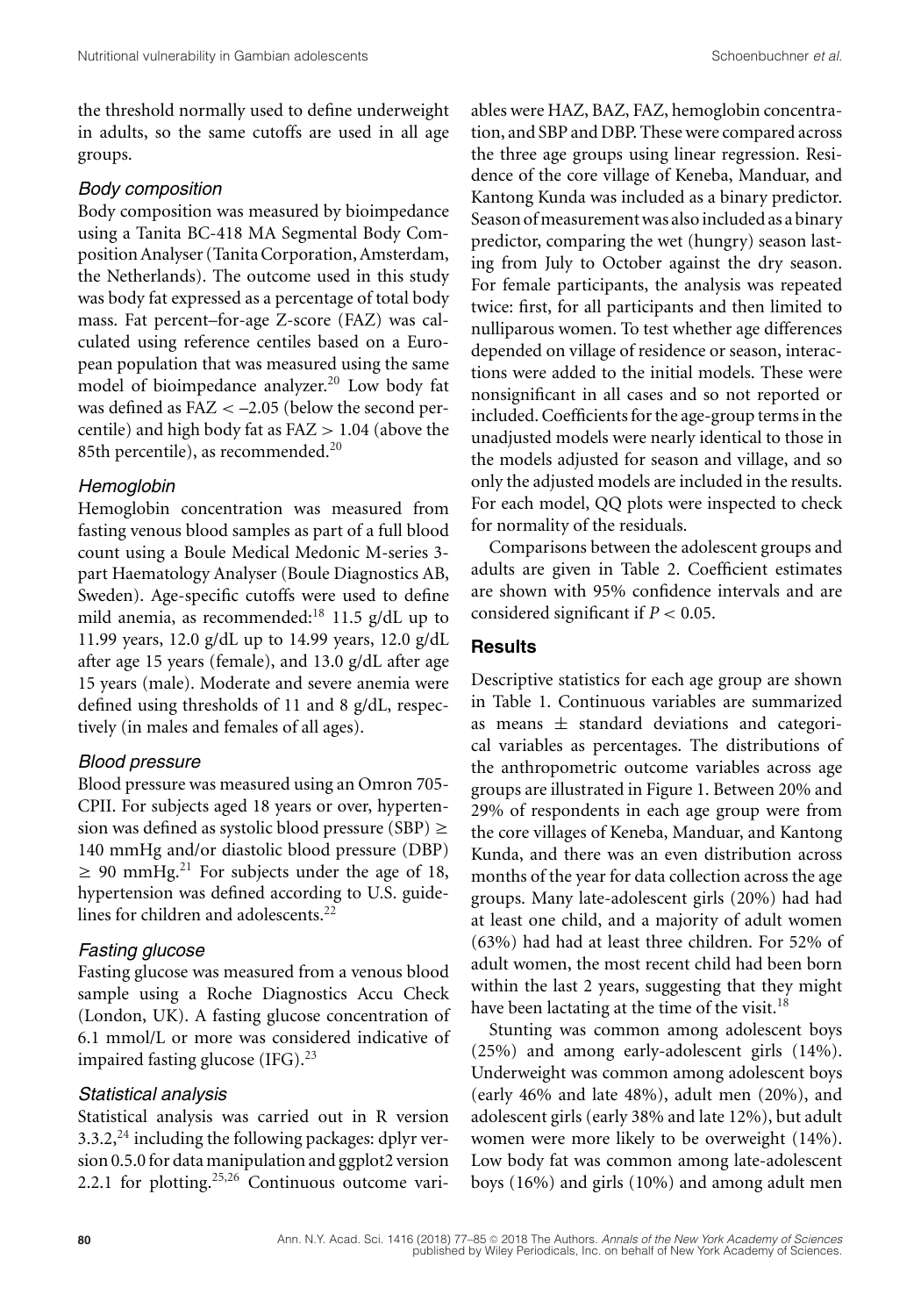the threshold normally used to define underweight in adults, so the same cutoffs are used in all age groups.

### Body composition

Body composition was measured by bioimpedance using a Tanita BC-418 MA Segmental Body Composition Analyser (Tanita Corporation, Amsterdam, the Netherlands). The outcome used in this study was body fat expressed as a percentage of total body mass. Fat percent–for-age Z-score (FAZ) was calculated using reference centiles based on a European population that was measured using the same model of bioimpedance analyzer.[20] Low body fat was defined as FAZ $< -2.05$ (below the second percentile) and high body fat as FAZ $> 1.04$ (above the 85th percentile), as recommended.[20]

### Hemoglobin

Hemoglobin concentration was measured from fasting venous blood samples as part of a full blood count using a Boule Medical Medonic M-series 3-part Haematology Analyser (Boule Diagnostics AB, Sweden). Age-specific cutoffs were used to define mild anemia, as recommended:[18] 11.5 g/dL up to 11.99 years, 12.0 g/dL up to 14.99 years, 12.0 g/dL after age 15 years (female), and 13.0 g/dL after age 15 years (male). Moderate and severe anemia were defined using thresholds of 11 and 8 g/dL, respectively (in males and females of all ages).

### Blood pressure

Blood pressure was measured using an Omron 705-CPII. For subjects aged 18 years or over, hypertension was defined as systolic blood pressure (SBP) $\geq$ 140 mmHg and/or diastolic blood pressure (DBP) $\geq$ 90 mmHg.[21] For subjects under the age of 18, hypertension was defined according to U.S. guidelines for children and adolescents.[22]

### Fasting glucose

Fasting glucose was measured from a venous blood sample using a Roche Diagnostics Accu Check (London, UK). A fasting glucose concentration of 6.1 mmol/L or more was considered indicative of impaired fasting glucose (IFG).[23]

### Statistical analysis

Statistical analysis was carried out in R version 3.3.2,[24] including the following packages: dplyr version 0.5.0 for data manipulation and ggplot2 version 2.2.1 for plotting.[25,26] Continuous outcome variables were HAZ, BAZ, FAZ, hemoglobin concentration, and SBP and DBP. These were compared across the three age groups using linear regression. Residence of the core village of Keneba, Manduar, and Kantong Kunda was included as a binary predictor. Season of measurement was also included as a binary predictor, comparing the wet (hungry) season lasting from July to October against the dry season. For female participants, the analysis was repeated twice: first, for all participants and then limited to nulliparous women. To test whether age differences depended on village of residence or season, interactions were added to the initial models. These were nonsignificant in all cases and so not reported or included. Coefficients for the age-group terms in the unadjusted models were nearly identical to those in the models adjusted for season and village, and so only the adjusted models are included in the results. For each model, QQ plots were inspected to check for normality of the residuals.

Comparisons between the adolescent groups and adults are given in Table 2. Coefficient estimates are shown with 95% confidence intervals and are considered significant if $P < 0.05$.

## Results

Descriptive statistics for each age group are shown in Table 1. Continuous variables are summarized as means $\pm$ standard deviations and categorical variables as percentages. The distributions of the anthropometric outcome variables across age groups are illustrated in Figure 1. Between 20% and 29% of respondents in each age group were from the core villages of Keneba, Manduar, and Kantong Kunda, and there was an even distribution across months of the year for data collection across the age groups. Many late-adolescent girls (20%) had had at least one child, and a majority of adult women (63%) had had at least three children. For 52% of adult women, the most recent child had been born within the last 2 years, suggesting that they might have been lactating at the time of the visit.[18]

Stunting was common among adolescent boys (25%) and among early-adolescent girls (14%). Underweight was common among adolescent boys (early 46% and late 48%), adult men (20%), and adolescent girls (early 38% and late 12%), but adult women were more likely to be overweight (14%). Low body fat was common among late-adolescent boys (16%) and girls (10%) and among adult men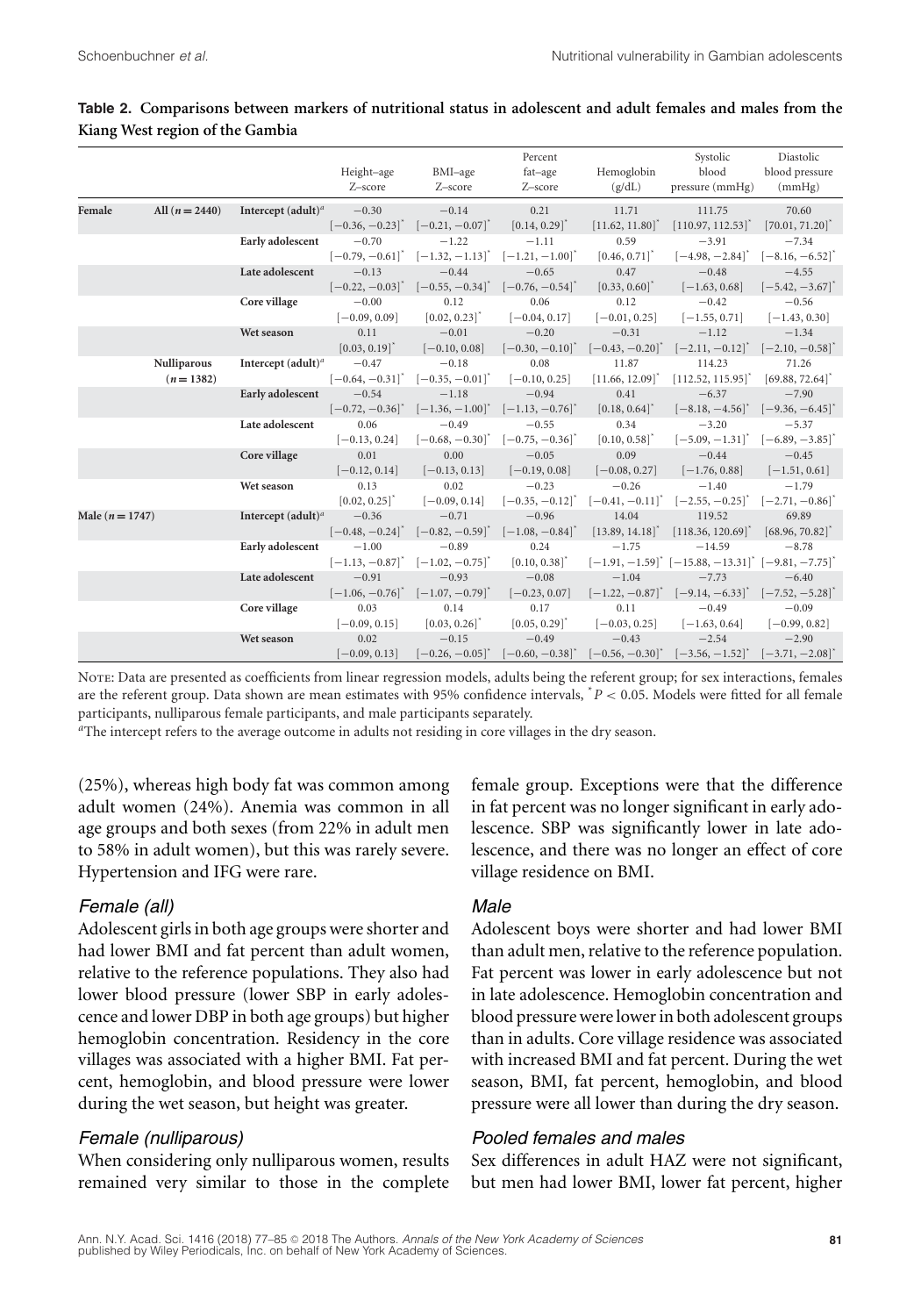**Table 2. Comparisons between markers of nutritional status in adolescent and adult females and males from the Kiang West region of the Gambia**

| | | | Height–age Z–score | BMI–age Z–score | Percent fat–age Z–score | Hemoglobin (g/dL) | Systolic blood pressure (mmHg) | Diastolic blood pressure (mmHg) |
|---|---|---|---|---|---|---|---|---|
| Female | All ($n = 2440$) | Intercept (adult)[a] | −0.30 [−0.36, −0.23]* | −0.14 [−0.21, −0.07]* | 0.21 [0.14, 0.29]* | 11.71 [11.62, 11.80]* | 111.75 [110.97, 112.53]* | 70.60 [70.01, 71.20]* |
| | | Early adolescent | −0.70 [−0.79, −0.61]* | −1.22 [−1.32, −1.13]* | −1.11 [−1.21, −1.00]* | 0.59 [0.46, 0.71]* | −3.91 [−4.98, −2.84]* | −7.34 [−8.16, −6.52]* |
| | | Late adolescent | −0.13 [−0.22, −0.03]* | −0.44 [−0.55, −0.34]* | −0.65 [−0.76, −0.54]* | 0.47 [0.33, 0.60]* | −0.48 [−1.63, 0.68] | −4.55 [−5.42, −3.67]* |
| | | Core village | −0.00 [−0.09, 0.09] | 0.12 [0.02, 0.23]* | 0.06 [−0.04, 0.17] | 0.12 [−0.01, 0.25] | −0.42 [−1.55, 0.71] | −0.56 [−1.43, 0.30] |
| | | Wet season | 0.11 [0.03, 0.19]* | −0.01 [−0.10, 0.08] | −0.20 [−0.30, −0.10]* | −0.31 [−0.43, −0.20]* | −1.12 [−2.11, −0.12]* | −1.34 [−2.10, −0.58]* |
| | Nulliparous ($n = 1382$) | Intercept (adult)[a] | −0.47 [−0.64, −0.31]* | −0.18 [−0.35, −0.01]* | 0.08 [−0.10, 0.25] | 11.87 [11.66, 12.09]* | 114.23 [112.52, 115.95]* | 71.26 [69.88, 72.64]* |
| | | Early adolescent | −0.54 [−0.72, −0.36]* | −1.18 [−1.36, −1.00]* | −0.94 [−1.13, −0.76]* | 0.41 [0.18, 0.64]* | −6.37 [−8.18, −4.56]* | −7.90 [−9.36, −6.45]* |
| | | Late adolescent | 0.06 [−0.13, 0.24] | −0.49 [−0.68, −0.30]* | −0.55 [−0.75, −0.36]* | 0.34 [0.10, 0.58]* | −3.20 [−5.09, −1.31]* | −5.37 [−6.89, −3.85]* |
| | | Core village | 0.01 [−0.12, 0.14] | 0.00 [−0.13, 0.13] | −0.05 [−0.19, 0.08] | 0.09 [−0.08, 0.27] | −0.44 [−1.76, 0.88] | −0.45 [−1.51, 0.61] |
| | | Wet season | 0.13 [0.02, 0.25]* | 0.02 [−0.09, 0.14] | −0.23 [−0.35, −0.12]* | −0.26 [−0.41, −0.11]* | −1.40 [−2.55, −0.25]* | −1.79 [−2.71, −0.86]* |
| Male ($n = 1747$) | | Intercept (adult)[a] | −0.36 [−0.48, −0.24]* | −0.71 [−0.82, −0.59]* | −0.96 [−1.08, −0.84]* | 14.04 [13.89, 14.18]* | 119.52 [118.36, 120.69]* | 69.89 [68.96, 70.82]* |
| | | Early adolescent | −1.00 [−1.13, −0.87]* | −0.89 [−1.02, −0.75]* | 0.24 [0.10, 0.38]* | −1.75 [−1.91, −1.59]* | −14.59 [−15.88, −13.31]* | −8.78 [−9.81, −7.75]* |
| | | Late adolescent | −0.91 [−1.06, −0.76]* | −0.93 [−1.07, −0.79]* | −0.08 [−0.23, 0.07] | −1.04 [−1.22, −0.87]* | −7.73 [−9.14, −6.33]* | −6.40 [−7.52, −5.28]* |
| | | Core village | 0.03 [−0.09, 0.15] | 0.14 [0.03, 0.26]* | 0.17 [0.05, 0.29]* | 0.11 [−0.03, 0.25] | −0.49 [−1.63, 0.64] | −0.09 [−0.99, 0.82] |
| | | Wet season | 0.02 [−0.09, 0.13] | −0.15 [−0.26, −0.05]* | −0.49 [−0.60, −0.38]* | −0.43 [−0.56, −0.30]* | −2.54 [−3.56, −1.52]* | −2.90 [−3.71, −2.08]* |

NOTE: Data are presented as coefficients from linear regression models, adults being the referent group; for sex interactions, females are the referent group. Data shown are mean estimates with 95% confidence intervals, *$P < 0.05$. Models were fitted for all female participants, nulliparous female participants, and male participants separately.

[a]The intercept refers to the average outcome in adults not residing in core villages in the dry season.

(25%), whereas high body fat was common among adult women (24%). Anemia was common in all age groups and both sexes (from 22% in adult men to 58% in adult women), but this was rarely severe. Hypertension and IFG were rare.

### *Female (all)*

Adolescent girls in both age groups were shorter and had lower BMI and fat percent than adult women, relative to the reference populations. They also had lower blood pressure (lower SBP in early adolescence and lower DBP in both age groups) but higher hemoglobin concentration. Residency in the core villages was associated with a higher BMI. Fat percent, hemoglobin, and blood pressure were lower during the wet season, but height was greater.

### *Female (nulliparous)*

When considering only nulliparous women, results remained very similar to those in the complete female group. Exceptions were that the difference in fat percent was no longer significant in early adolescence. SBP was significantly lower in late adolescence, and there was no longer an effect of core village residence on BMI.

### *Male*

Adolescent boys were shorter and had lower BMI than adult men, relative to the reference population. Fat percent was lower in early adolescence but not in late adolescence. Hemoglobin concentration and blood pressure were lower in both adolescent groups than in adults. Core village residence was associated with increased BMI and fat percent. During the wet season, BMI, fat percent, hemoglobin, and blood pressure were all lower than during the dry season.

### *Pooled females and males*

Sex differences in adult HAZ were not significant, but men had lower BMI, lower fat percent, higher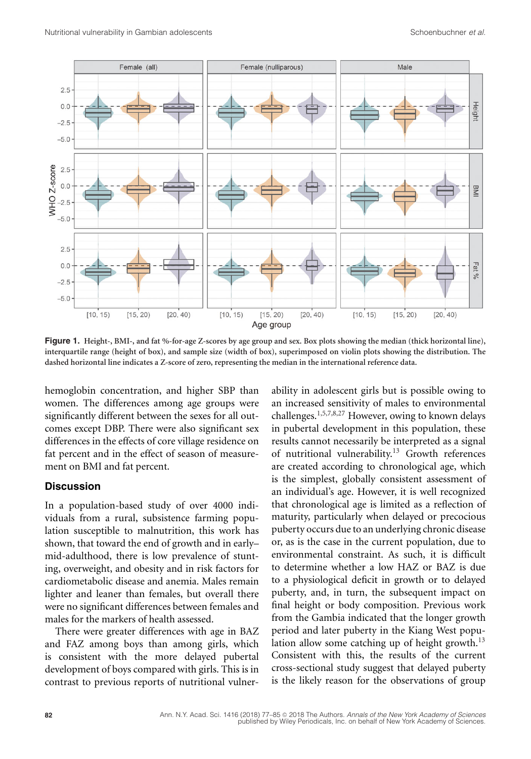Female (all)

Female (nulliparous)

Male

Height

BMI

Fat %

WHO Z-score

2.5
0.0
−2.5
−5.0

[10, 15) [15, 20) [20, 40)

Age group

**Figure 1.** Height-, BMI-, and fat %-for-age Z-scores by age group and sex. Box plots showing the median (thick horizontal line), interquartile range (height of box), and sample size (width of box), superimposed on violin plots showing the distribution. The dashed horizontal line indicates a Z-score of zero, representing the median in the international reference data.

hemoglobin concentration, and higher SBP than women. The differences among age groups were significantly different between the sexes for all outcomes except DBP. There were also significant sex differences in the effects of core village residence on fat percent and in the effect of season of measurement on BMI and fat percent.

## Discussion

In a population-based study of over 4000 individuals from a rural, subsistence farming population susceptible to malnutrition, this work has shown, that toward the end of growth and in early–mid-adulthood, there is low prevalence of stunting, overweight, and obesity and in risk factors for cardiometabolic disease and anemia. Males remain lighter and leaner than females, but overall there were no significant differences between females and males for the markers of health assessed.

There were greater differences with age in BAZ and FAZ among boys than among girls, which is consistent with the more delayed pubertal development of boys compared with girls. This is in contrast to previous reports of nutritional vulnerability in adolescent girls but is possible owing to an increased sensitivity of males to environmental challenges.[1,5,7,8,27] However, owing to known delays in pubertal development in this population, these results cannot necessarily be interpreted as a signal of nutritional vulnerability.[13] Growth references are created according to chronological age, which is the simplest, globally consistent assessment of an individual's age. However, it is well recognized that chronological age is limited as a reflection of maturity, particularly when delayed or precocious puberty occurs due to an underlying chronic disease or, as is the case in the current population, due to environmental constraint. As such, it is difficult to determine whether a low HAZ or BAZ is due to a physiological deficit in growth or to delayed puberty, and, in turn, the subsequent impact on final height or body composition. Previous work from the Gambia indicated that the longer growth period and later puberty in the Kiang West population allow some catching up of height growth.[13] Consistent with this, the results of the current cross-sectional study suggest that delayed puberty is the likely reason for the observations of group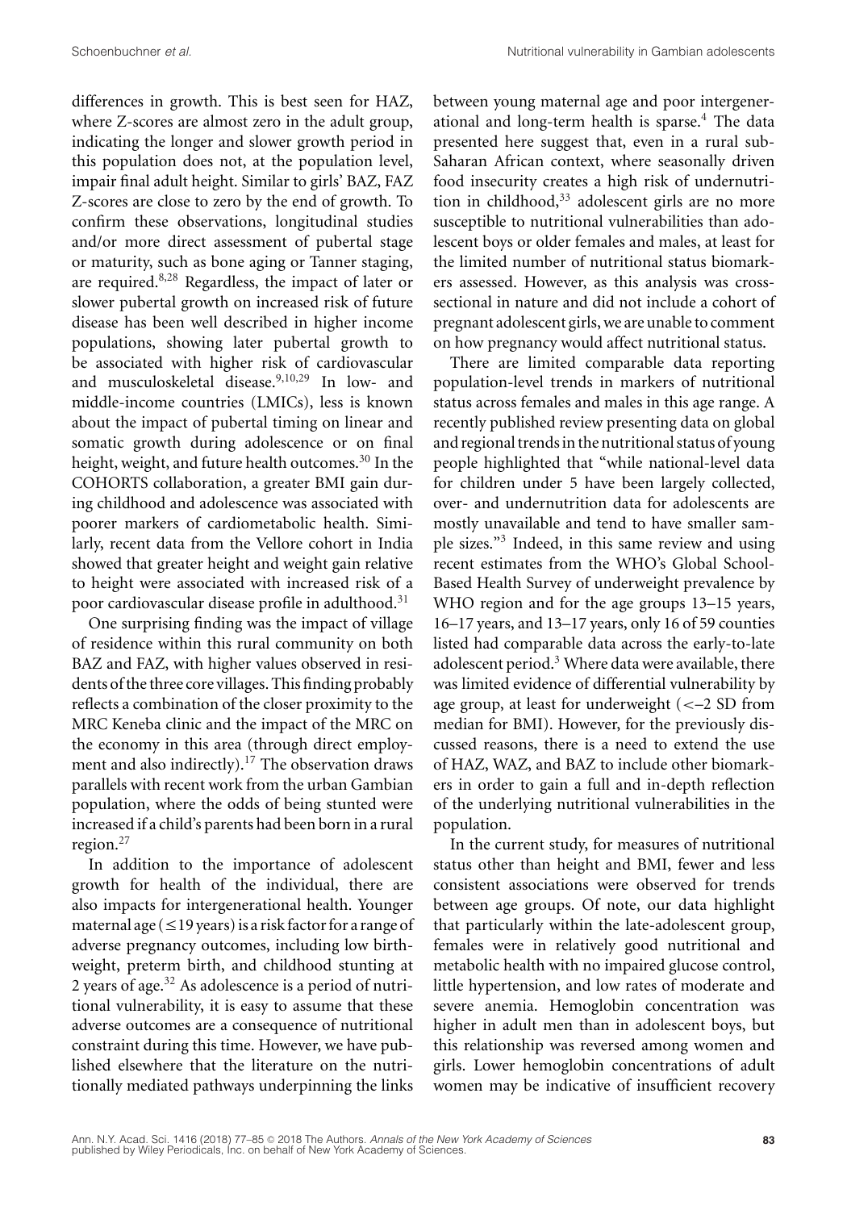differences in growth. This is best seen for HAZ, where Z-scores are almost zero in the adult group, indicating the longer and slower growth period in this population does not, at the population level, impair final adult height. Similar to girls' BAZ, FAZ Z-scores are close to zero by the end of growth. To confirm these observations, longitudinal studies and/or more direct assessment of pubertal stage or maturity, such as bone aging or Tanner staging, are required.[8,28] Regardless, the impact of later or slower pubertal growth on increased risk of future disease has been well described in higher income populations, showing later pubertal growth to be associated with higher risk of cardiovascular and musculoskeletal disease.[9,10,29] In low- and middle-income countries (LMICs), less is known about the impact of pubertal timing on linear and somatic growth during adolescence or on final height, weight, and future health outcomes.[30] In the COHORTS collaboration, a greater BMI gain during childhood and adolescence was associated with poorer markers of cardiometabolic health. Similarly, recent data from the Vellore cohort in India showed that greater height and weight gain relative to height were associated with increased risk of a poor cardiovascular disease profile in adulthood.[31]

One surprising finding was the impact of village of residence within this rural community on both BAZ and FAZ, with higher values observed in residents of the three core villages. This finding probably reflects a combination of the closer proximity to the MRC Keneba clinic and the impact of the MRC on the economy in this area (through direct employment and also indirectly).[17] The observation draws parallels with recent work from the urban Gambian population, where the odds of being stunted were increased if a child's parents had been born in a rural region.[27]

In addition to the importance of adolescent growth for health of the individual, there are also impacts for intergenerational health. Younger maternal age (≤19 years) is a risk factor for a range of adverse pregnancy outcomes, including low birthweight, preterm birth, and childhood stunting at 2 years of age.[32] As adolescence is a period of nutritional vulnerability, it is easy to assume that these adverse outcomes are a consequence of nutritional constraint during this time. However, we have published elsewhere that the literature on the nutritionally mediated pathways underpinning the links between young maternal age and poor intergenerational and long-term health is sparse.[4] The data presented here suggest that, even in a rural sub-Saharan African context, where seasonally driven food insecurity creates a high risk of undernutrition in childhood,[33] adolescent girls are no more susceptible to nutritional vulnerabilities than adolescent boys or older females and males, at least for the limited number of nutritional status biomarkers assessed. However, as this analysis was cross-sectional in nature and did not include a cohort of pregnant adolescent girls, we are unable to comment on how pregnancy would affect nutritional status.

There are limited comparable data reporting population-level trends in markers of nutritional status across females and males in this age range. A recently published review presenting data on global and regional trends in the nutritional status of young people highlighted that "while national-level data for children under 5 have been largely collected, over- and undernutrition data for adolescents are mostly unavailable and tend to have smaller sample sizes."[3] Indeed, in this same review and using recent estimates from the WHO's Global School-Based Health Survey of underweight prevalence by WHO region and for the age groups 13–15 years, 16–17 years, and 13–17 years, only 16 of 59 counties listed had comparable data across the early-to-late adolescent period.[3] Where data were available, there was limited evidence of differential vulnerability by age group, at least for underweight (<–2 SD from median for BMI). However, for the previously discussed reasons, there is a need to extend the use of HAZ, WAZ, and BAZ to include other biomarkers in order to gain a full and in-depth reflection of the underlying nutritional vulnerabilities in the population.

In the current study, for measures of nutritional status other than height and BMI, fewer and less consistent associations were observed for trends between age groups. Of note, our data highlight that particularly within the late-adolescent group, females were in relatively good nutritional and metabolic health with no impaired glucose control, little hypertension, and low rates of moderate and severe anemia. Hemoglobin concentration was higher in adult men than in adolescent boys, but this relationship was reversed among women and girls. Lower hemoglobin concentrations of adult women may be indicative of insufficient recovery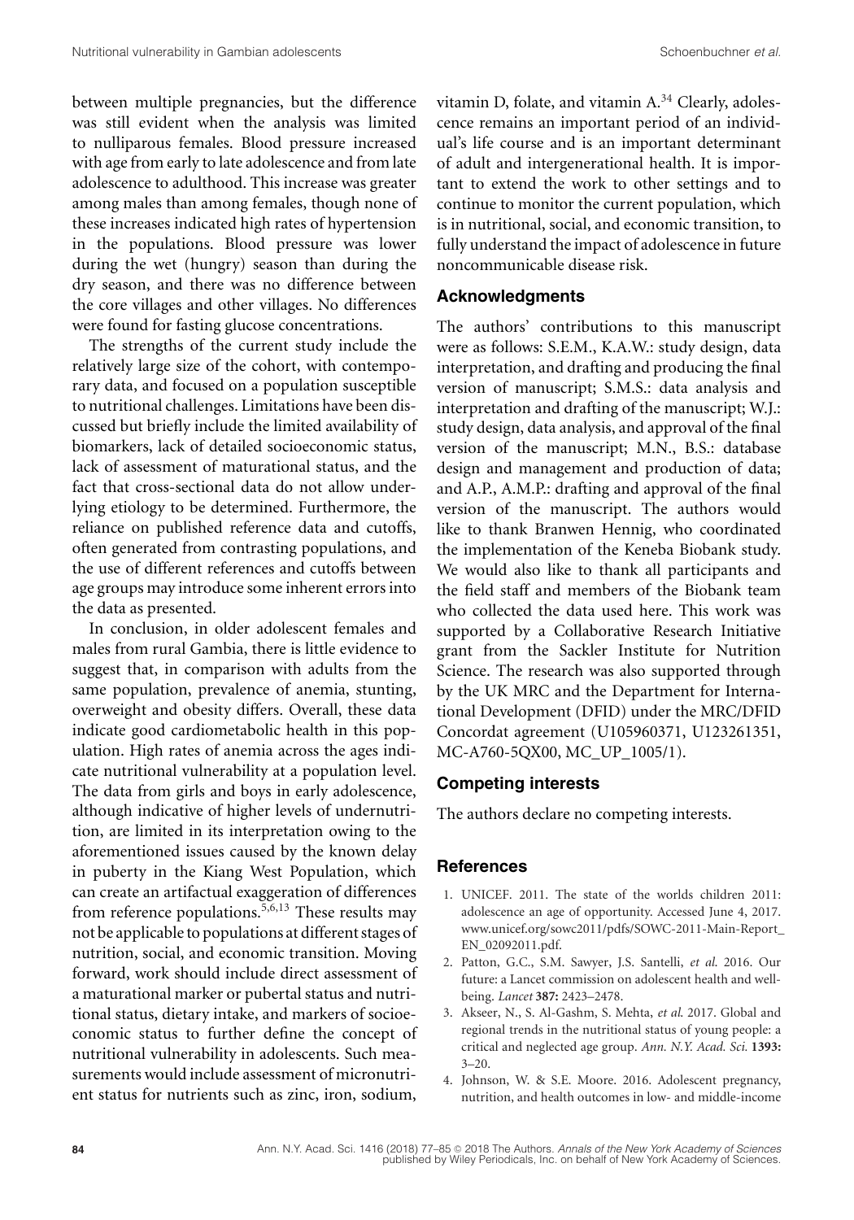between multiple pregnancies, but the difference was still evident when the analysis was limited to nulliparous females. Blood pressure increased with age from early to late adolescence and from late adolescence to adulthood. This increase was greater among males than among females, though none of these increases indicated high rates of hypertension in the populations. Blood pressure was lower during the wet (hungry) season than during the dry season, and there was no difference between the core villages and other villages. No differences were found for fasting glucose concentrations.

The strengths of the current study include the relatively large size of the cohort, with contemporary data, and focused on a population susceptible to nutritional challenges. Limitations have been discussed but briefly include the limited availability of biomarkers, lack of detailed socioeconomic status, lack of assessment of maturational status, and the fact that cross-sectional data do not allow underlying etiology to be determined. Furthermore, the reliance on published reference data and cutoffs, often generated from contrasting populations, and the use of different references and cutoffs between age groups may introduce some inherent errors into the data as presented.

In conclusion, in older adolescent females and males from rural Gambia, there is little evidence to suggest that, in comparison with adults from the same population, prevalence of anemia, stunting, overweight and obesity differs. Overall, these data indicate good cardiometabolic health in this population. High rates of anemia across the ages indicate nutritional vulnerability at a population level. The data from girls and boys in early adolescence, although indicative of higher levels of undernutrition, are limited in its interpretation owing to the aforementioned issues caused by the known delay in puberty in the Kiang West Population, which can create an artifactual exaggeration of differences from reference populations.[5,6,13] These results may not be applicable to populations at different stages of nutrition, social, and economic transition. Moving forward, work should include direct assessment of a maturational marker or pubertal status and nutritional status, dietary intake, and markers of socioeconomic status to further define the concept of nutritional vulnerability in adolescents. Such measurements would include assessment of micronutrient status for nutrients such as zinc, iron, sodium, vitamin D, folate, and vitamin A.[34] Clearly, adolescence remains an important period of an individual's life course and is an important determinant of adult and intergenerational health. It is important to extend the work to other settings and to continue to monitor the current population, which is in nutritional, social, and economic transition, to fully understand the impact of adolescence in future noncommunicable disease risk.

## Acknowledgments

The authors' contributions to this manuscript were as follows: S.E.M., K.A.W.: study design, data interpretation, and drafting and producing the final version of manuscript; S.M.S.: data analysis and interpretation and drafting of the manuscript; W.J.: study design, data analysis, and approval of the final version of the manuscript; M.N., B.S.: database design and management and production of data; and A.P., A.M.P.: drafting and approval of the final version of the manuscript. The authors would like to thank Branwen Hennig, who coordinated the implementation of the Keneba Biobank study. We would also like to thank all participants and the field staff and members of the Biobank team who collected the data used here. This work was supported by a Collaborative Research Initiative grant from the Sackler Institute for Nutrition Science. The research was also supported through by the UK MRC and the Department for International Development (DFID) under the MRC/DFID Concordat agreement (U105960371, U123261351, MC-A760-5QX00, MC_UP_1005/1).

## Competing interests

The authors declare no competing interests.

## References

1. UNICEF. 2011. The state of the worlds children 2011: adolescence an age of opportunity. Accessed June 4, 2017. www.unicef.org/sowc2011/pdfs/SOWC-2011-Main-Report_EN_02092011.pdf.
2. Patton, G.C., S.M. Sawyer, J.S. Santelli, *et al*. 2016. Our future: a Lancet commission on adolescent health and wellbeing. *Lancet* **387:** 2423–2478.
3. Akseer, N., S. Al-Gashm, S. Mehta, *et al*. 2017. Global and regional trends in the nutritional status of young people: a critical and neglected age group. *Ann. N.Y. Acad. Sci.* **1393:** 3–20.
4. Johnson, W. & S.E. Moore. 2016. Adolescent pregnancy, nutrition, and health outcomes in low- and middle-income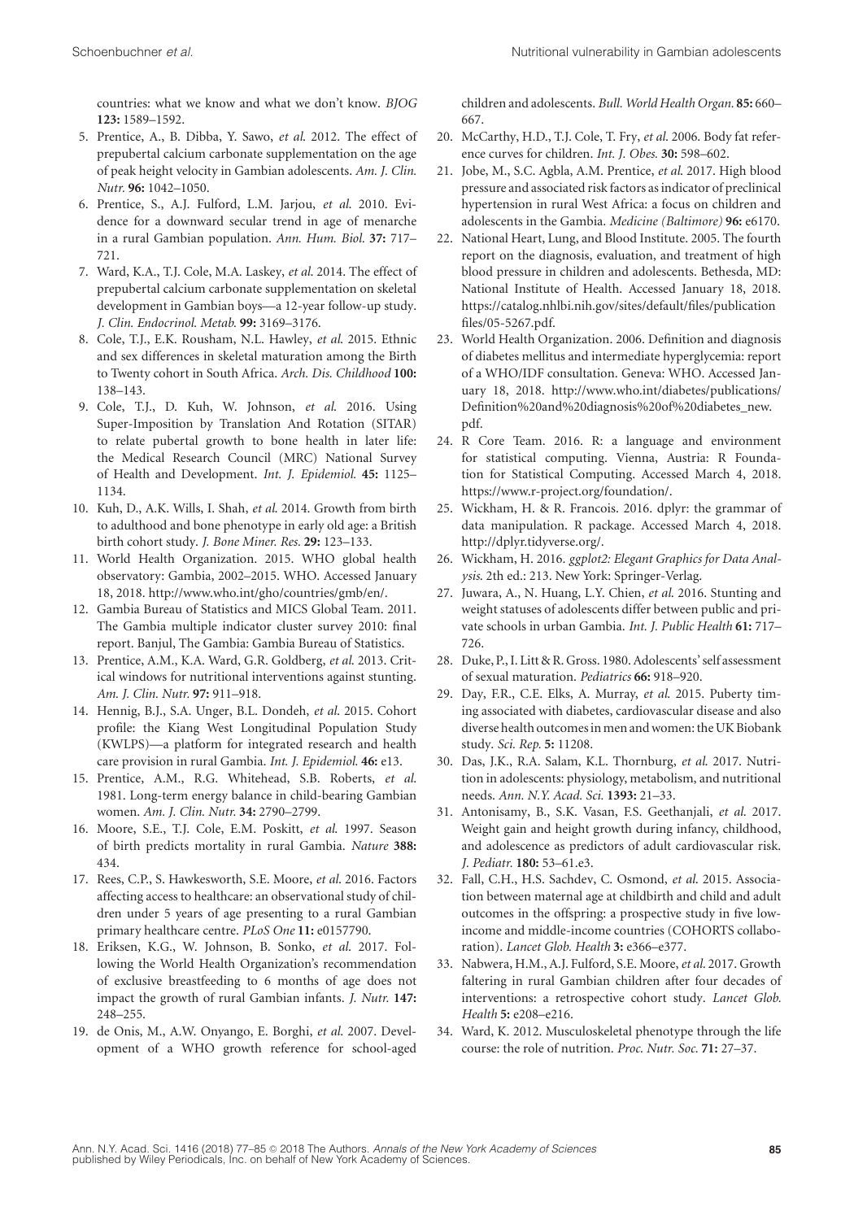countries: what we know and what we don't know. *BJOG* **123:** 1589–1592.

5. Prentice, A., B. Dibba, Y. Sawo, *et al.* 2012. The effect of prepubertal calcium carbonate supplementation on the age of peak height velocity in Gambian adolescents. *Am. J. Clin. Nutr.* **96:** 1042–1050.
6. Prentice, S., A.J. Fulford, L.M. Jarjou, *et al.* 2010. Evidence for a downward secular trend in age of menarche in a rural Gambian population. *Ann. Hum. Biol.* **37:** 717–721.
7. Ward, K.A., T.J. Cole, M.A. Laskey, *et al.* 2014. The effect of prepubertal calcium carbonate supplementation on skeletal development in Gambian boys—a 12-year follow-up study. *J. Clin. Endocrinol. Metab.* **99:** 3169–3176.
8. Cole, T.J., E.K. Rousham, N.L. Hawley, *et al.* 2015. Ethnic and sex differences in skeletal maturation among the Birth to Twenty cohort in South Africa. *Arch. Dis. Childhood* **100:** 138–143.
9. Cole, T.J., D. Kuh, W. Johnson, *et al.* 2016. Using Super-Imposition by Translation And Rotation (SITAR) to relate pubertal growth to bone health in later life: the Medical Research Council (MRC) National Survey of Health and Development. *Int. J. Epidemiol.* **45:** 1125–1134.
10. Kuh, D., A.K. Wills, I. Shah, *et al.* 2014. Growth from birth to adulthood and bone phenotype in early old age: a British birth cohort study. *J. Bone Miner. Res.* **29:** 123–133.
11. World Health Organization. 2015. WHO global health observatory: Gambia, 2002–2015. WHO. Accessed January 18, 2018. http://www.who.int/gho/countries/gmb/en/.
12. Gambia Bureau of Statistics and MICS Global Team. 2011. The Gambia multiple indicator cluster survey 2010: final report. Banjul, The Gambia: Gambia Bureau of Statistics.
13. Prentice, A.M., K.A. Ward, G.R. Goldberg, *et al.* 2013. Critical windows for nutritional interventions against stunting. *Am. J. Clin. Nutr.* **97:** 911–918.
14. Hennig, B.J., S.A. Unger, B.L. Dondeh, *et al.* 2015. Cohort profile: the Kiang West Longitudinal Population Study (KWLPS)—a platform for integrated research and health care provision in rural Gambia. *Int. J. Epidemiol.* **46:** e13.
15. Prentice, A.M., R.G. Whitehead, S.B. Roberts, *et al.* 1981. Long-term energy balance in child-bearing Gambian women. *Am. J. Clin. Nutr.* **34:** 2790–2799.
16. Moore, S.E., T.J. Cole, E.M. Poskitt, *et al.* 1997. Season of birth predicts mortality in rural Gambia. *Nature* **388:** 434.
17. Rees, C.P., S. Hawkesworth, S.E. Moore, *et al.* 2016. Factors affecting access to healthcare: an observational study of children under 5 years of age presenting to a rural Gambian primary healthcare centre. *PLoS One* **11:** e0157790.
18. Eriksen, K.G., W. Johnson, B. Sonko, *et al.* 2017. Following the World Health Organization's recommendation of exclusive breastfeeding to 6 months of age does not impact the growth of rural Gambian infants. *J. Nutr.* **147:** 248–255.
19. de Onis, M., A.W. Onyango, E. Borghi, *et al.* 2007. Development of a WHO growth reference for school-aged children and adolescents. *Bull. World Health Organ.* **85:** 660–667.
20. McCarthy, H.D., T.J. Cole, T. Fry, *et al.* 2006. Body fat reference curves for children. *Int. J. Obes.* **30:** 598–602.
21. Jobe, M., S.C. Agbla, A.M. Prentice, *et al.* 2017. High blood pressure and associated risk factors as indicator of preclinical hypertension in rural West Africa: a focus on children and adolescents in the Gambia. *Medicine (Baltimore)* **96:** e6170.
22. National Heart, Lung, and Blood Institute. 2005. The fourth report on the diagnosis, evaluation, and treatment of high blood pressure in children and adolescents. Bethesda, MD: National Institute of Health. Accessed January 18, 2018. https://catalog.nhlbi.nih.gov/sites/default/files/publicationfiles/05-5267.pdf.
23. World Health Organization. 2006. Definition and diagnosis of diabetes mellitus and intermediate hyperglycemia: report of a WHO/IDF consultation. Geneva: WHO. Accessed January 18, 2018. http://www.who.int/diabetes/publications/Definition%20and%20diagnosis%20of%20diabetes_new.pdf.
24. R Core Team. 2016. R: a language and environment for statistical computing. Vienna, Austria: R Foundation for Statistical Computing. Accessed March 4, 2018. https://www.r-project.org/foundation/.
25. Wickham, H. & R. Francois. 2016. dplyr: the grammar of data manipulation. R package. Accessed March 4, 2018. http://dplyr.tidyverse.org/.
26. Wickham, H. 2016. *ggplot2: Elegant Graphics for Data Analysis.* 2th ed.: 213. New York: Springer-Verlag.
27. Juwara, A., N. Huang, L.Y. Chien, *et al.* 2016. Stunting and weight statuses of adolescents differ between public and private schools in urban Gambia. *Int. J. Public Health* **61:** 717–726.
28. Duke, P., I. Litt & R. Gross. 1980. Adolescents' self assessment of sexual maturation. *Pediatrics* **66:** 918–920.
29. Day, F.R., C.E. Elks, A. Murray, *et al.* 2015. Puberty timing associated with diabetes, cardiovascular disease and also diverse health outcomes in men and women: the UK Biobank study. *Sci. Rep.* **5:** 11208.
30. Das, J.K., R.A. Salam, K.L. Thornburg, *et al.* 2017. Nutrition in adolescents: physiology, metabolism, and nutritional needs. *Ann. N.Y. Acad. Sci.* **1393:** 21–33.
31. Antonisamy, B., S.K. Vasan, F.S. Geethanjali, *et al.* 2017. Weight gain and height growth during infancy, childhood, and adolescence as predictors of adult cardiovascular risk. *J. Pediatr.* **180:** 53–61.e3.
32. Fall, C.H., H.S. Sachdev, C. Osmond, *et al.* 2015. Association between maternal age at childbirth and child and adult outcomes in the offspring: a prospective study in five low-income and middle-income countries (COHORTS collaboration). *Lancet Glob. Health* **3:** e366–e377.
33. Nabwera, H.M., A.J. Fulford, S.E. Moore, *et al.* 2017. Growth faltering in rural Gambian children after four decades of interventions: a retrospective cohort study. *Lancet Glob. Health* **5:** e208–e216.
34. Ward, K. 2012. Musculoskeletal phenotype through the life course: the role of nutrition. *Proc. Nutr. Soc.* **71:** 27–37.